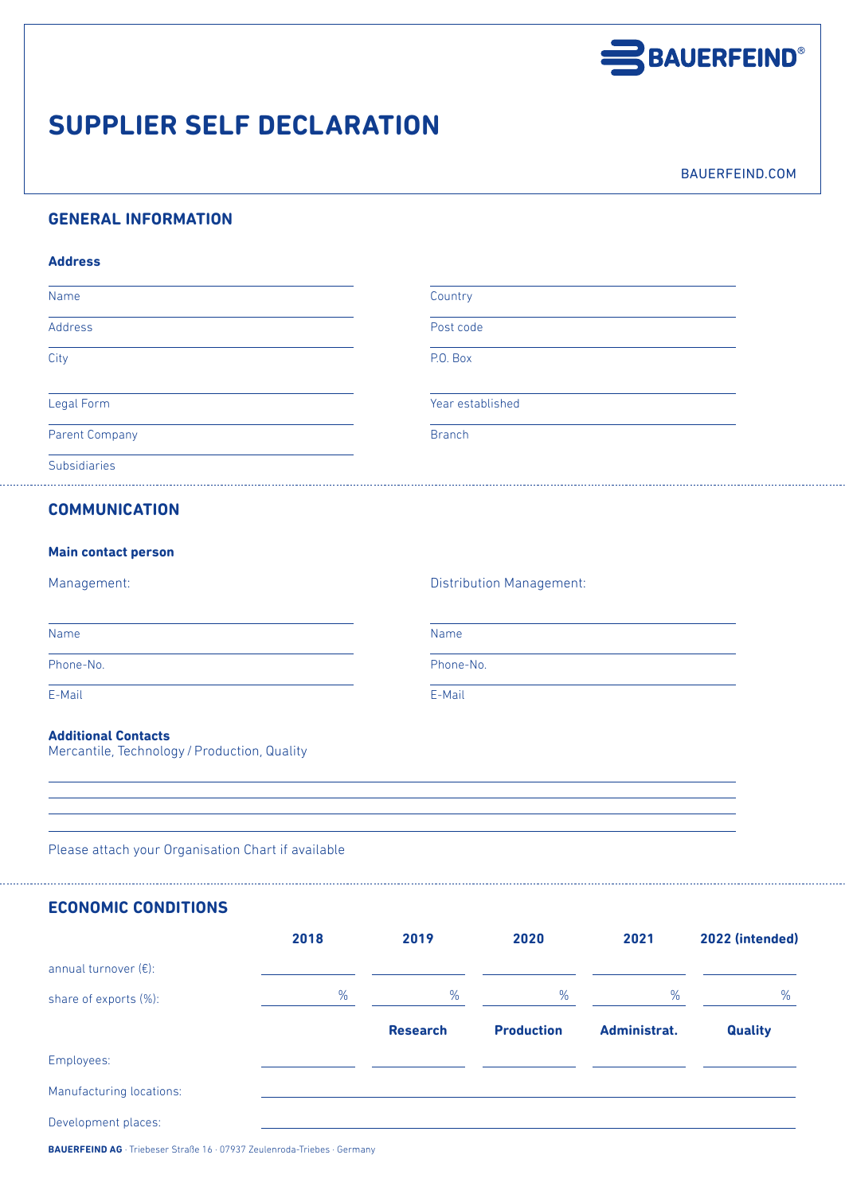BAUERFEIND®

# SUPPLIER SELF DECLARATION

BAUERFEIND.COM

## GENERAL INFORMATION

### Address

| | |
|---|---|
| Name | Country |
| Address | Post code |
| City | P.O. Box |
| Legal Form | Year established |
| Parent Company | Branch |
| Subsidiaries | |

## COMMUNICATION

### Main contact person

| Management: | Distribution Management: |
|---|---|
| Name | Name |
| Phone-No. | Phone-No. |
| E-Mail | E-Mail |

**Additional Contacts**
Mercantile, Technology / Production, Quality

Please attach your Organisation Chart if available

## ECONOMIC CONDITIONS

| | 2018 | 2019 | 2020 | 2021 | 2022 (intended) |
|---|---|---|---|---|---|
| annual turnover (€): | | | | | |
| share of exports (%): | % | % | % | % | % |
| | | **Research** | **Production** | **Administrat.** | **Quality** |
| Employees: | | | | | |

Manufacturing locations:

Development places:

**BAUERFEIND AG** · Triebeser Straße 16 · 07937 Zeulenroda-Triebes · Germany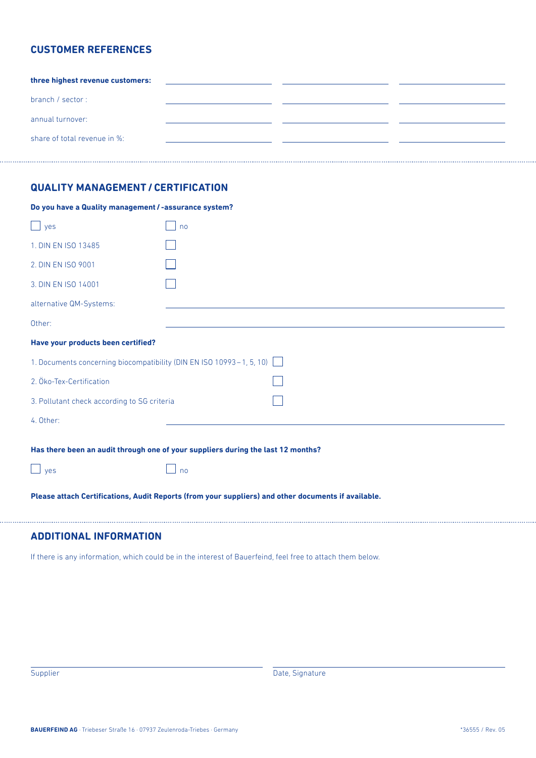## CUSTOMER REFERENCES

| | | | |
|---|---|---|---|
| **three highest revenue customers:** | | | |
| branch / sector : | | | |
| annual turnover: | | | |
| share of total revenue in %: | | | |

## QUALITY MANAGEMENT / CERTIFICATION

**Do you have a Quality management / -assurance system?**

☐ yes ☐ no

1. DIN EN ISO 13485 ☐
2. DIN EN ISO 9001 ☐
3. DIN EN ISO 14001 ☐

alternative QM-Systems: ______________________

Other: ______________________

**Have your products been certified?**

1. Documents concerning biocompatibility (DIN EN ISO 10993 – 1, 5, 10) ☐
2. Öko-Tex-Certification ☐
3. Pollutant check according to SG criteria ☐
4. Other: ______________________

**Has there been an audit through one of your suppliers during the last 12 months?**

☐ yes ☐ no

**Please attach Certifications, Audit Reports (from your suppliers) and other documents if available.**

## ADDITIONAL INFORMATION

If there is any information, which could be in the interest of Bauerfeind, feel free to attach them below.

______________________ ______________________

Supplier Date, Signature

**BAUERFEIND AG** · Triebeser Straße 16 · 07937 Zeulenroda-Triebes · Germany

*36555 / Rev. 05